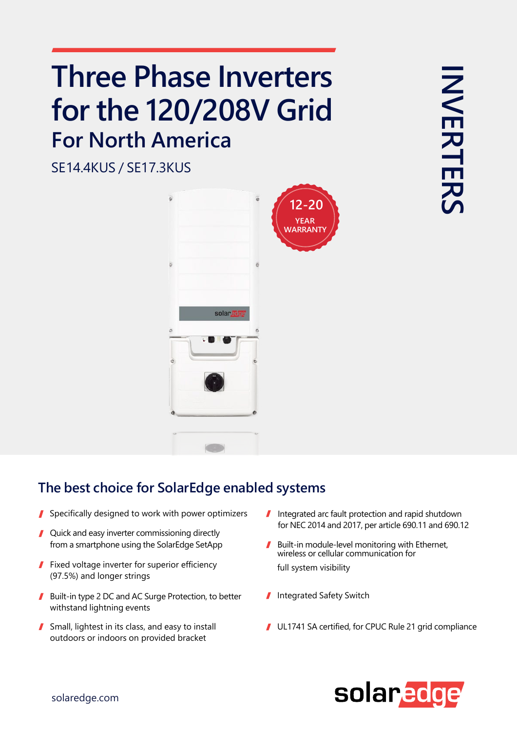# Three Phase Inverters for the 120/208V Grid

## For North America

SE14.4KUS / SE17.3KUS

12-20 YEAR WARRANTY

INVERTERS

## The best choice for SolarEdge enabled systems

- Specifically designed to work with power optimizers
- Quick and easy inverter commissioning directly from a smartphone using the SolarEdge SetApp
- Fixed voltage inverter for superior efficiency (97.5%) and longer strings
- Built-in type 2 DC and AC Surge Protection, to better withstand lightning events
- Small, lightest in its class, and easy to install outdoors or indoors on provided bracket
- Integrated arc fault protection and rapid shutdown for NEC 2014 and 2017, per article 690.11 and 690.12
- Built-in module-level monitoring with Ethernet, wireless or cellular communication for full system visibility
- Integrated Safety Switch
- UL1741 SA certified, for CPUC Rule 21 grid compliance

solaredge.com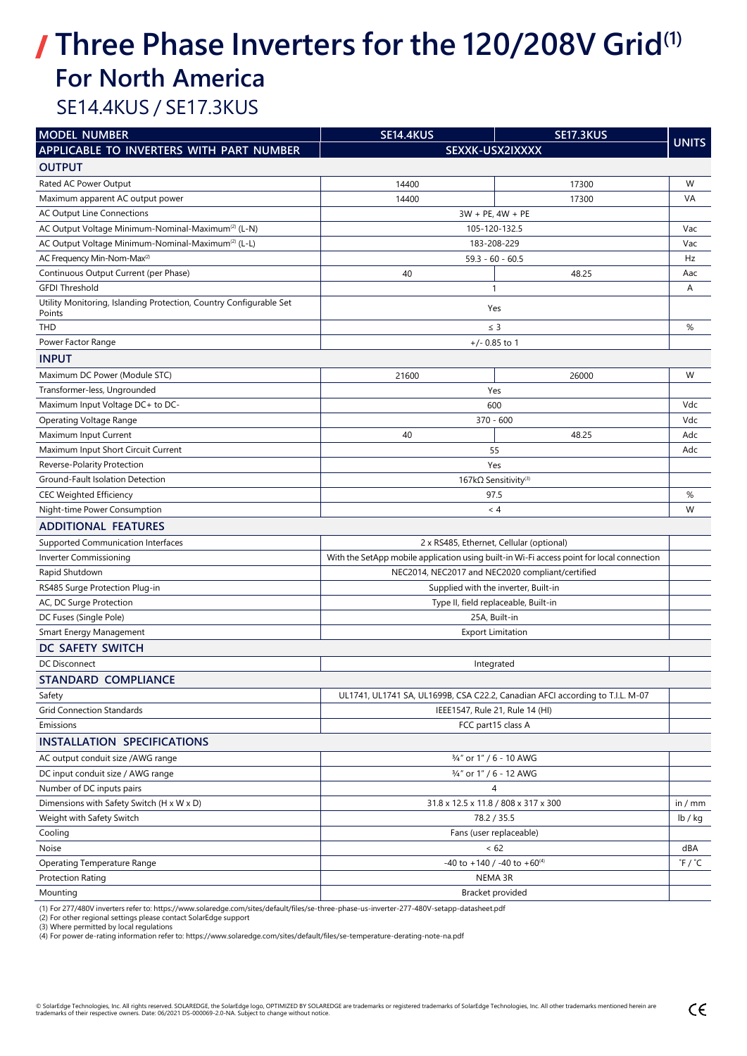# / Three Phase Inverters for the 120/208V Grid[1]

## For North America

### SE14.4KUS / SE17.3KUS

| MODEL NUMBER | SE14.4KUS | SE17.3KUS | UNITS |
|---|---|---|---|
| APPLICABLE TO INVERTERS WITH PART NUMBER | SEXXK-USX2IXXXX | | |
| **OUTPUT** | | | |
| Rated AC Power Output | 14400 | 17300 | W |
| Maximum apparent AC output power | 14400 | 17300 | VA |
| AC Output Line Connections | 3W + PE, 4W + PE | | |
| AC Output Voltage Minimum-Nominal-Maximum[2] (L-N) | 105-120-132.5 | | Vac |
| AC Output Voltage Minimum-Nominal-Maximum[2] (L-L) | 183-208-229 | | Vac |
| AC Frequency Min-Nom-Max[2] | 59.3 - 60 - 60.5 | | Hz |
| Continuous Output Current (per Phase) | 40 | 48.25 | Aac |
| GFDI Threshold | 1 | | A |
| Utility Monitoring, Islanding Protection, Country Configurable Set Points | Yes | | |
| THD | ≤ 3 | | % |
| Power Factor Range | +/- 0.85 to 1 | | |
| **INPUT** | | | |
| Maximum DC Power (Module STC) | 21600 | 26000 | W |
| Transformer-less, Ungrounded | Yes | | |
| Maximum Input Voltage DC+ to DC- | 600 | | Vdc |
| Operating Voltage Range | 370 - 600 | | Vdc |
| Maximum Input Current | 40 | 48.25 | Adc |
| Maximum Input Short Circuit Current | 55 | | Adc |
| Reverse-Polarity Protection | Yes | | |
| Ground-Fault Isolation Detection | 167kΩ Sensitivity[3] | | |
| CEC Weighted Efficiency | 97.5 | | % |
| Night-time Power Consumption | < 4 | | W |
| **ADDITIONAL FEATURES** | | | |
| Supported Communication Interfaces | 2 x RS485, Ethernet, Cellular (optional) | | |
| Inverter Commissioning | With the SetApp mobile application using built-in Wi-Fi access point for local connection | | |
| Rapid Shutdown | NEC2014, NEC2017 and NEC2020 compliant/certified | | |
| RS485 Surge Protection Plug-in | Supplied with the inverter, Built-in | | |
| AC, DC Surge Protection | Type II, field replaceable, Built-in | | |
| DC Fuses (Single Pole) | 25A, Built-in | | |
| Smart Energy Management | Export Limitation | | |
| **DC SAFETY SWITCH** | | | |
| DC Disconnect | Integrated | | |
| **STANDARD COMPLIANCE** | | | |
| Safety | UL1741, UL1741 SA, UL1699B, CSA C22.2, Canadian AFCI according to T.I.L. M-07 | | |
| Grid Connection Standards | IEEE1547, Rule 21, Rule 14 (HI) | | |
| Emissions | FCC part15 class A | | |
| **INSTALLATION SPECIFICATIONS** | | | |
| AC output conduit size /AWG range | ¾" or 1" / 6 - 10 AWG | | |
| DC input conduit size / AWG range | ¾" or 1" / 6 - 12 AWG | | |
| Number of DC inputs pairs | 4 | | |
| Dimensions with Safety Switch (H x W x D) | 31.8 x 12.5 x 11.8 / 808 x 317 x 300 | | in / mm |
| Weight with Safety Switch | 78.2 / 35.5 | | lb / kg |
| Cooling | Fans (user replaceable) | | |
| Noise | < 62 | | dBA |
| Operating Temperature Range | -40 to +140 / -40 to +60[4] | | ˚F / ˚C |
| Protection Rating | NEMA 3R | | |
| Mounting | Bracket provided | | |

(1) For 277/480V inverters refer to: https://www.solaredge.com/sites/default/files/se-three-phase-us-inverter-277-480V-setapp-datasheet.pdf
(2) For other regional settings please contact SolarEdge support
(3) Where permitted by local regulations
(4) For power de-rating information refer to: https://www.solaredge.com/sites/default/files/se-temperature-derating-note-na.pdf

© SolarEdge Technologies, Inc. All rights reserved. SOLAREDGE, the SolarEdge logo, OPTIMIZED BY SOLAREDGE are trademarks or registered trademarks of SolarEdge Technologies, Inc. All other trademarks mentioned herein are trademarks of their respective owners. Date: 06/2021 DS-000069-2.0-NA. Subject to change without notice.